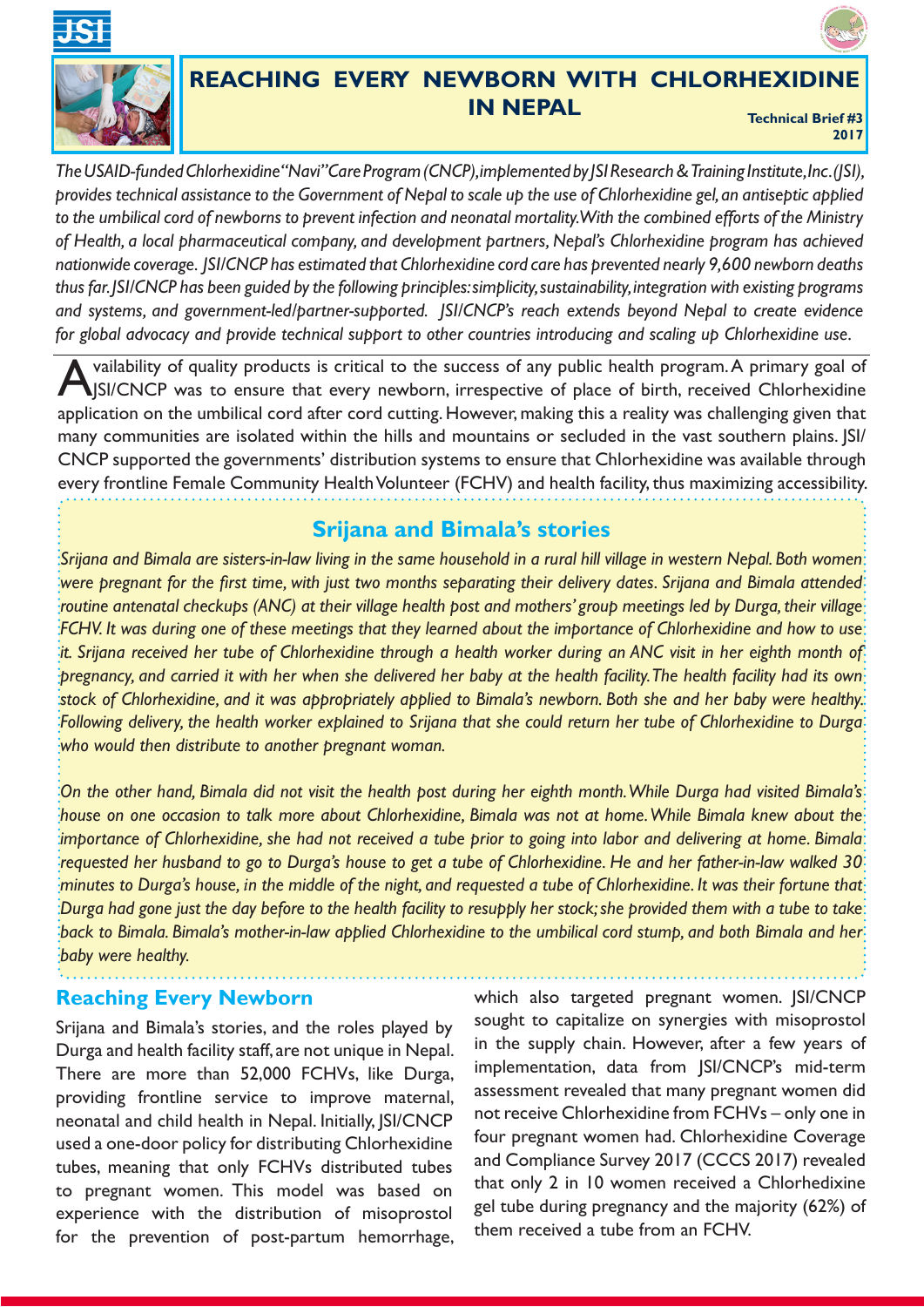# REACHING EVERY NEWBORN WITH CHLORHEXIDINE IN NEPAL

**Technical Brief #3**
**2017**

*The USAID-funded Chlorhexidine "Navi" Care Program (CNCP), implemented by JSI Research & Training Institute, Inc. (JSI), provides technical assistance to the Government of Nepal to scale up the use of Chlorhexidine gel, an antiseptic applied to the umbilical cord of newborns to prevent infection and neonatal mortality. With the combined efforts of the Ministry of Health, a local pharmaceutical company, and development partners, Nepal's Chlorhexidine program has achieved nationwide coverage. JSI/CNCP has estimated that Chlorhexidine cord care has prevented nearly 9,600 newborn deaths thus far. JSI/CNCP has been guided by the following principles: simplicity, sustainability, integration with existing programs and systems, and government-led/partner-supported. JSI/CNCP's reach extends beyond Nepal to create evidence for global advocacy and provide technical support to other countries introducing and scaling up Chlorhexidine use.*

Availability of quality products is critical to the success of any public health program. A primary goal of JSI/CNCP was to ensure that every newborn, irrespective of place of birth, received Chlorhexidine application on the umbilical cord after cord cutting. However, making this a reality was challenging given that many communities are isolated within the hills and mountains or secluded in the vast southern plains. JSI/CNCP supported the governments' distribution systems to ensure that Chlorhexidine was available through every frontline Female Community Health Volunteer (FCHV) and health facility, thus maximizing accessibility.

## Srijana and Bimala's stories

*Srijana and Bimala are sisters-in-law living in the same household in a rural hill village in western Nepal. Both women were pregnant for the first time, with just two months separating their delivery dates. Srijana and Bimala attended routine antenatal checkups (ANC) at their village health post and mothers' group meetings led by Durga, their village FCHV. It was during one of these meetings that they learned about the importance of Chlorhexidine and how to use it. Srijana received her tube of Chlorhexidine through a health worker during an ANC visit in her eighth month of pregnancy, and carried it with her when she delivered her baby at the health facility. The health facility had its own stock of Chlorhexidine, and it was appropriately applied to Bimala's newborn. Both she and her baby were healthy. Following delivery, the health worker explained to Srijana that she could return her tube of Chlorhexidine to Durga who would then distribute to another pregnant woman.*

*On the other hand, Bimala did not visit the health post during her eighth month. While Durga had visited Bimala's house on one occasion to talk more about Chlorhexidine, Bimala was not at home. While Bimala knew about the importance of Chlorhexidine, she had not received a tube prior to going into labor and delivering at home. Bimala requested her husband to go to Durga's house to get a tube of Chlorhexidine. He and her father-in-law walked 30 minutes to Durga's house, in the middle of the night, and requested a tube of Chlorhexidine. It was their fortune that Durga had gone just the day before to the health facility to resupply her stock; she provided them with a tube to take back to Bimala. Bimala's mother-in-law applied Chlorhexidine to the umbilical cord stump, and both Bimala and her baby were healthy.*

## Reaching Every Newborn

Srijana and Bimala's stories, and the roles played by Durga and health facility staff, are not unique in Nepal. There are more than 52,000 FCHVs, like Durga, providing frontline service to improve maternal, neonatal and child health in Nepal. Initially, JSI/CNCP used a one-door policy for distributing Chlorhexidine tubes, meaning that only FCHVs distributed tubes to pregnant women. This model was based on experience with the distribution of misoprostol for the prevention of post-partum hemorrhage, which also targeted pregnant women. JSI/CNCP sought to capitalize on synergies with misoprostol in the supply chain. However, after a few years of implementation, data from JSI/CNCP's mid-term assessment revealed that many pregnant women did not receive Chlorhexidine from FCHVs – only one in four pregnant women had. Chlorhexidine Coverage and Compliance Survey 2017 (CCCS 2017) revealed that only 2 in 10 women received a Chlorhedixine gel tube during pregnancy and the majority (62%) of them received a tube from an FCHV.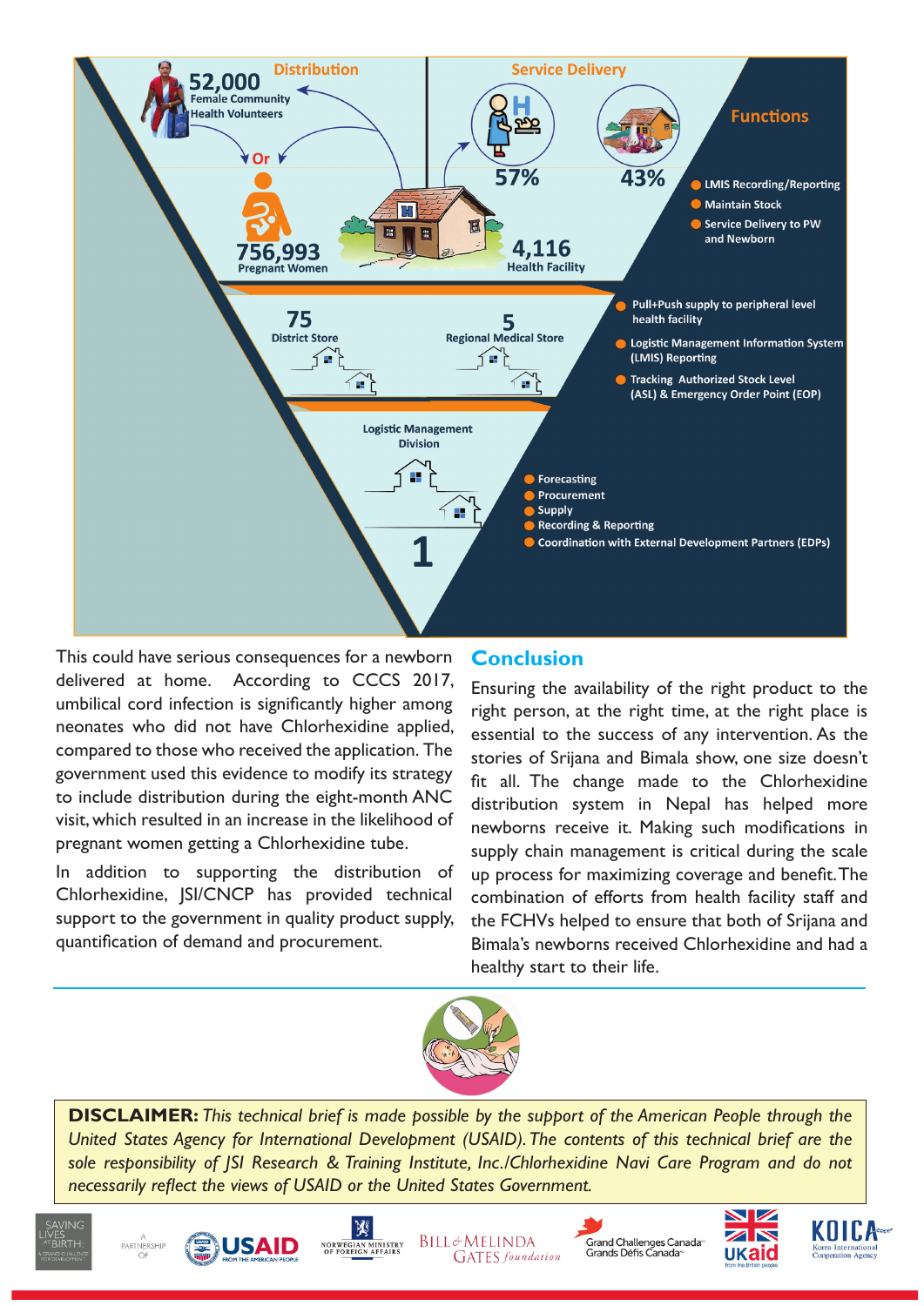Distribution

52,000
Female Community Health Volunteers

Or

756,993
Pregnant Women

Service Delivery

57%

43%

4,116
Health Facility

Functions

- LMIS Recording/Reporting
- Maintain Stock
- Service Delivery to PW and Newborn

75
District Store

5
Regional Medical Store

- Pull+Push supply to peripheral level health facility
- Logistic Management Information System (LMIS) Reporting
- Tracking Authorized Stock Level (ASL) & Emergency Order Point (EOP)

Logistic Management Division

1

- Forecasting
- Procurement
- Supply
- Recording & Reporting
- Coordination with External Development Partners (EDPs)

This could have serious consequences for a newborn delivered at home. According to CCCS 2017, umbilical cord infection is significantly higher among neonates who did not have Chlorhexidine applied, compared to those who received the application. The government used this evidence to modify its strategy to include distribution during the eight-month ANC visit, which resulted in an increase in the likelihood of pregnant women getting a Chlorhexidine tube.

In addition to supporting the distribution of Chlorhexidine, JSI/CNCP has provided technical support to the government in quality product supply, quantification of demand and procurement.

## Conclusion

Ensuring the availability of the right product to the right person, at the right time, at the right place is essential to the success of any intervention. As the stories of Srijana and Bimala show, one size doesn't fit all. The change made to the Chlorhexidine distribution system in Nepal has helped more newborns receive it. Making such modifications in supply chain management is critical during the scale up process for maximizing coverage and benefit. The combination of efforts from health facility staff and the FCHVs helped to ensure that both of Srijana and Bimala's newborns received Chlorhexidine and had a healthy start to their life.

**DISCLAIMER:** *This technical brief is made possible by the support of the American People through the United States Agency for International Development (USAID). The contents of this technical brief are the sole responsibility of JSI Research & Training Institute, Inc./Chlorhexidine Navi Care Program and do not necessarily reflect the views of USAID or the United States Government.*